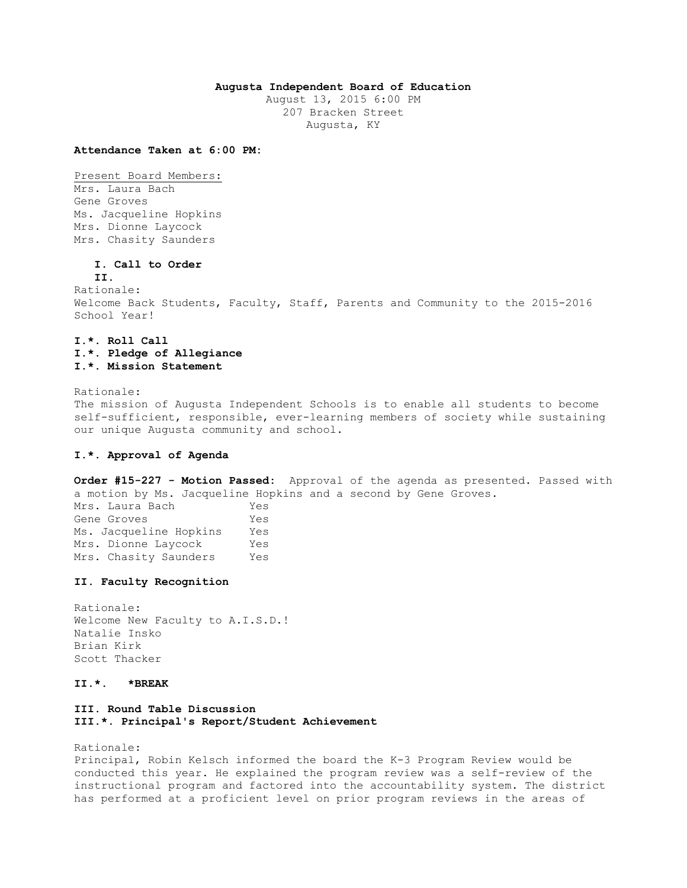**Augusta Independent Board of Education**
August 13, 2015 6:00 PM
207 Bracken Street
Augusta, KY

**Attendance Taken at 6:00 PM:**

Present Board Members:
Mrs. Laura Bach
Gene Groves
Ms. Jacqueline Hopkins
Mrs. Dionne Laycock
Mrs. Chasity Saunders

**I. Call to Order**
**II.**

Rationale:
Welcome Back Students, Faculty, Staff, Parents and Community to the 2015-2016 School Year!

**I.*. Roll Call**
**I.*. Pledge of Allegiance**
**I.*. Mission Statement**

Rationale:
The mission of Augusta Independent Schools is to enable all students to become self-sufficient, responsible, ever-learning members of society while sustaining our unique Augusta community and school.

**I.*. Approval of Agenda**

**Order #15-227 - Motion Passed:** Approval of the agenda as presented. Passed with a motion by Ms. Jacqueline Hopkins and a second by Gene Groves.

| | |
|---|---|
| Mrs. Laura Bach | Yes |
| Gene Groves | Yes |
| Ms. Jacqueline Hopkins | Yes |
| Mrs. Dionne Laycock | Yes |
| Mrs. Chasity Saunders | Yes |

**II. Faculty Recognition**

Rationale:
Welcome New Faculty to A.I.S.D.!
Natalie Insko
Brian Kirk
Scott Thacker

**II.*. *BREAK**

**III. Round Table Discussion**
**III.*. Principal's Report/Student Achievement**

Rationale:
Principal, Robin Kelsch informed the board the K-3 Program Review would be conducted this year. He explained the program review was a self-review of the instructional program and factored into the accountability system. The district has performed at a proficient level on prior program reviews in the areas of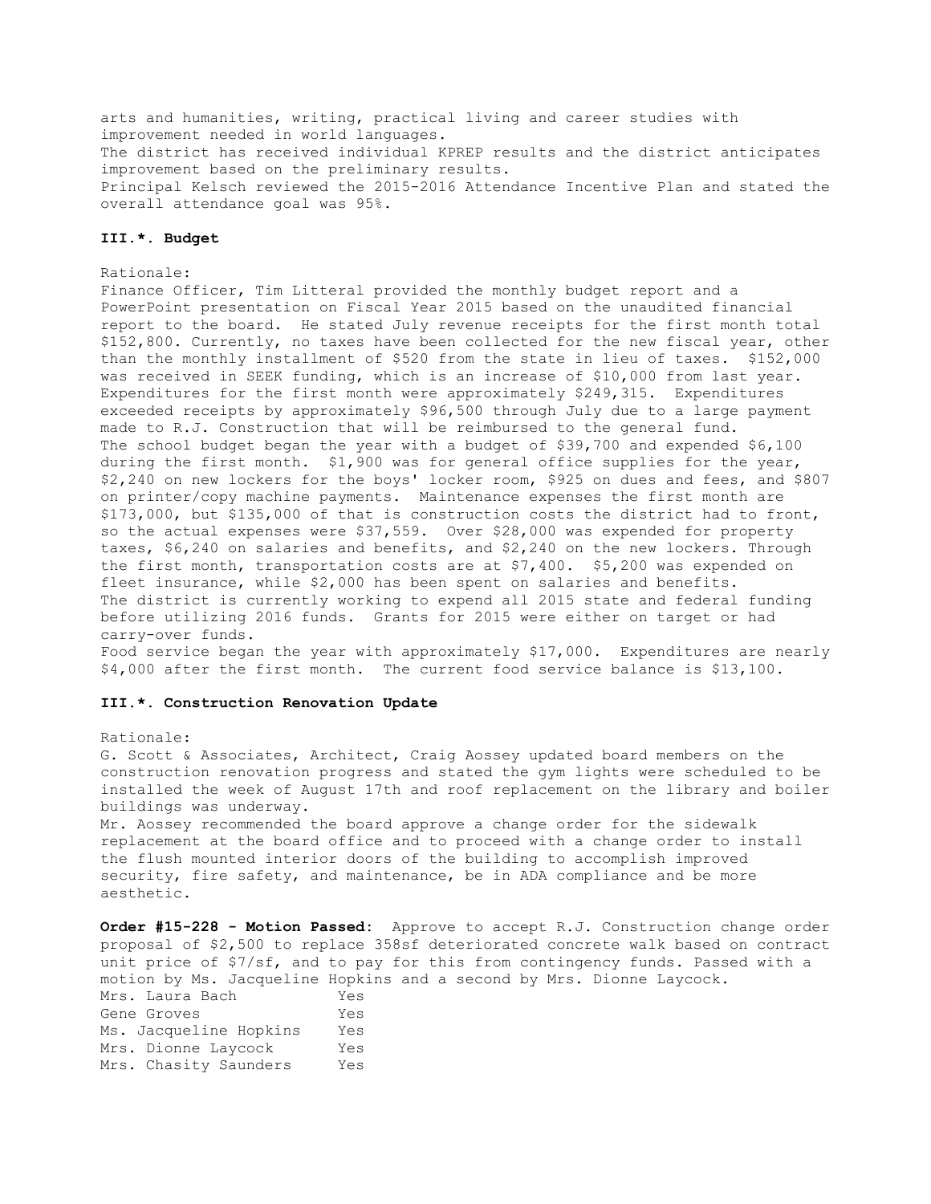arts and humanities, writing, practical living and career studies with improvement needed in world languages.
The district has received individual KPREP results and the district anticipates improvement based on the preliminary results.
Principal Kelsch reviewed the 2015-2016 Attendance Incentive Plan and stated the overall attendance goal was 95%.

### III.*. Budget

Rationale:
Finance Officer, Tim Litteral provided the monthly budget report and a PowerPoint presentation on Fiscal Year 2015 based on the unaudited financial report to the board. He stated July revenue receipts for the first month total $152,800. Currently, no taxes have been collected for the new fiscal year, other than the monthly installment of $520 from the state in lieu of taxes. $152,000 was received in SEEK funding, which is an increase of $10,000 from last year. Expenditures for the first month were approximately $249,315. Expenditures exceeded receipts by approximately $96,500 through July due to a large payment made to R.J. Construction that will be reimbursed to the general fund.
The school budget began the year with a budget of $39,700 and expended $6,100 during the first month. $1,900 was for general office supplies for the year, $2,240 on new lockers for the boys' locker room, $925 on dues and fees, and $807 on printer/copy machine payments. Maintenance expenses the first month are $173,000, but $135,000 of that is construction costs the district had to front, so the actual expenses were $37,559. Over $28,000 was expended for property taxes, $6,240 on salaries and benefits, and $2,240 on the new lockers. Through the first month, transportation costs are at $7,400. $5,200 was expended on fleet insurance, while $2,000 has been spent on salaries and benefits.
The district is currently working to expend all 2015 state and federal funding before utilizing 2016 funds. Grants for 2015 were either on target or had carry-over funds.
Food service began the year with approximately $17,000. Expenditures are nearly $4,000 after the first month. The current food service balance is $13,100.

### III.*. Construction Renovation Update

Rationale:
G. Scott & Associates, Architect, Craig Aossey updated board members on the construction renovation progress and stated the gym lights were scheduled to be installed the week of August 17th and roof replacement on the library and boiler buildings was underway.
Mr. Aossey recommended the board approve a change order for the sidewalk replacement at the board office and to proceed with a change order to install the flush mounted interior doors of the building to accomplish improved security, fire safety, and maintenance, be in ADA compliance and be more aesthetic.

**Order #15-228 - Motion Passed:** Approve to accept R.J. Construction change order proposal of $2,500 to replace 358sf deteriorated concrete walk based on contract unit price of $7/sf, and to pay for this from contingency funds. Passed with a motion by Ms. Jacqueline Hopkins and a second by Mrs. Dionne Laycock.

| | |
|---|---|
| Mrs. Laura Bach | Yes |
| Gene Groves | Yes |
| Ms. Jacqueline Hopkins | Yes |
| Mrs. Dionne Laycock | Yes |
| Mrs. Chasity Saunders | Yes |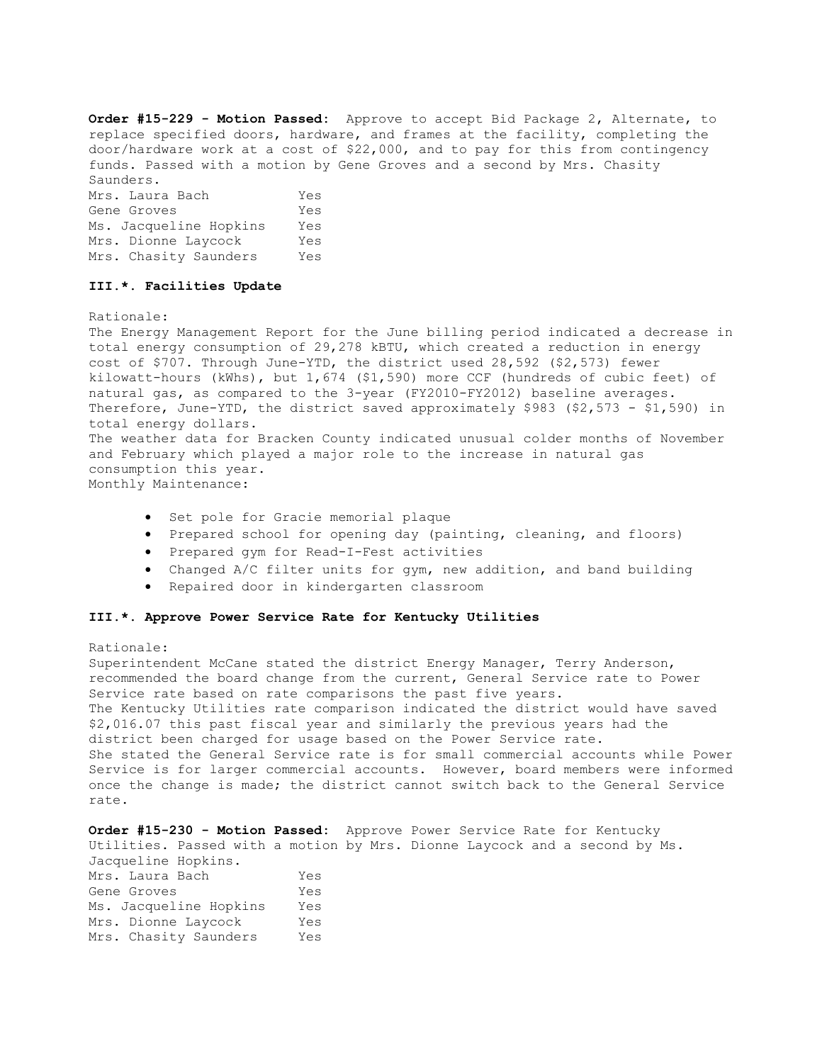**Order #15-229 - Motion Passed:** Approve to accept Bid Package 2, Alternate, to replace specified doors, hardware, and frames at the facility, completing the door/hardware work at a cost of $22,000, and to pay for this from contingency funds. Passed with a motion by Gene Groves and a second by Mrs. Chasity Saunders.

| | |
|---|---|
| Mrs. Laura Bach | Yes |
| Gene Groves | Yes |
| Ms. Jacqueline Hopkins | Yes |
| Mrs. Dionne Laycock | Yes |
| Mrs. Chasity Saunders | Yes |

### III.*. Facilities Update

Rationale:
The Energy Management Report for the June billing period indicated a decrease in total energy consumption of 29,278 kBTU, which created a reduction in energy cost of $707. Through June-YTD, the district used 28,592 ($2,573) fewer kilowatt-hours (kWhs), but 1,674 ($1,590) more CCF (hundreds of cubic feet) of natural gas, as compared to the 3-year (FY2010-FY2012) baseline averages. Therefore, June-YTD, the district saved approximately $983 ($2,573 - $1,590) in total energy dollars.
The weather data for Bracken County indicated unusual colder months of November and February which played a major role to the increase in natural gas consumption this year.
Monthly Maintenance:

- Set pole for Gracie memorial plaque
- Prepared school for opening day (painting, cleaning, and floors)
- Prepared gym for Read-I-Fest activities
- Changed A/C filter units for gym, new addition, and band building
- Repaired door in kindergarten classroom

### III.*. Approve Power Service Rate for Kentucky Utilities

Rationale:
Superintendent McCane stated the district Energy Manager, Terry Anderson, recommended the board change from the current, General Service rate to Power Service rate based on rate comparisons the past five years.
The Kentucky Utilities rate comparison indicated the district would have saved $2,016.07 this past fiscal year and similarly the previous years had the district been charged for usage based on the Power Service rate.
She stated the General Service rate is for small commercial accounts while Power Service is for larger commercial accounts. However, board members were informed once the change is made; the district cannot switch back to the General Service rate.

**Order #15-230 - Motion Passed:** Approve Power Service Rate for Kentucky Utilities. Passed with a motion by Mrs. Dionne Laycock and a second by Ms. Jacqueline Hopkins.

| | |
|---|---|
| Mrs. Laura Bach | Yes |
| Gene Groves | Yes |
| Ms. Jacqueline Hopkins | Yes |
| Mrs. Dionne Laycock | Yes |
| Mrs. Chasity Saunders | Yes |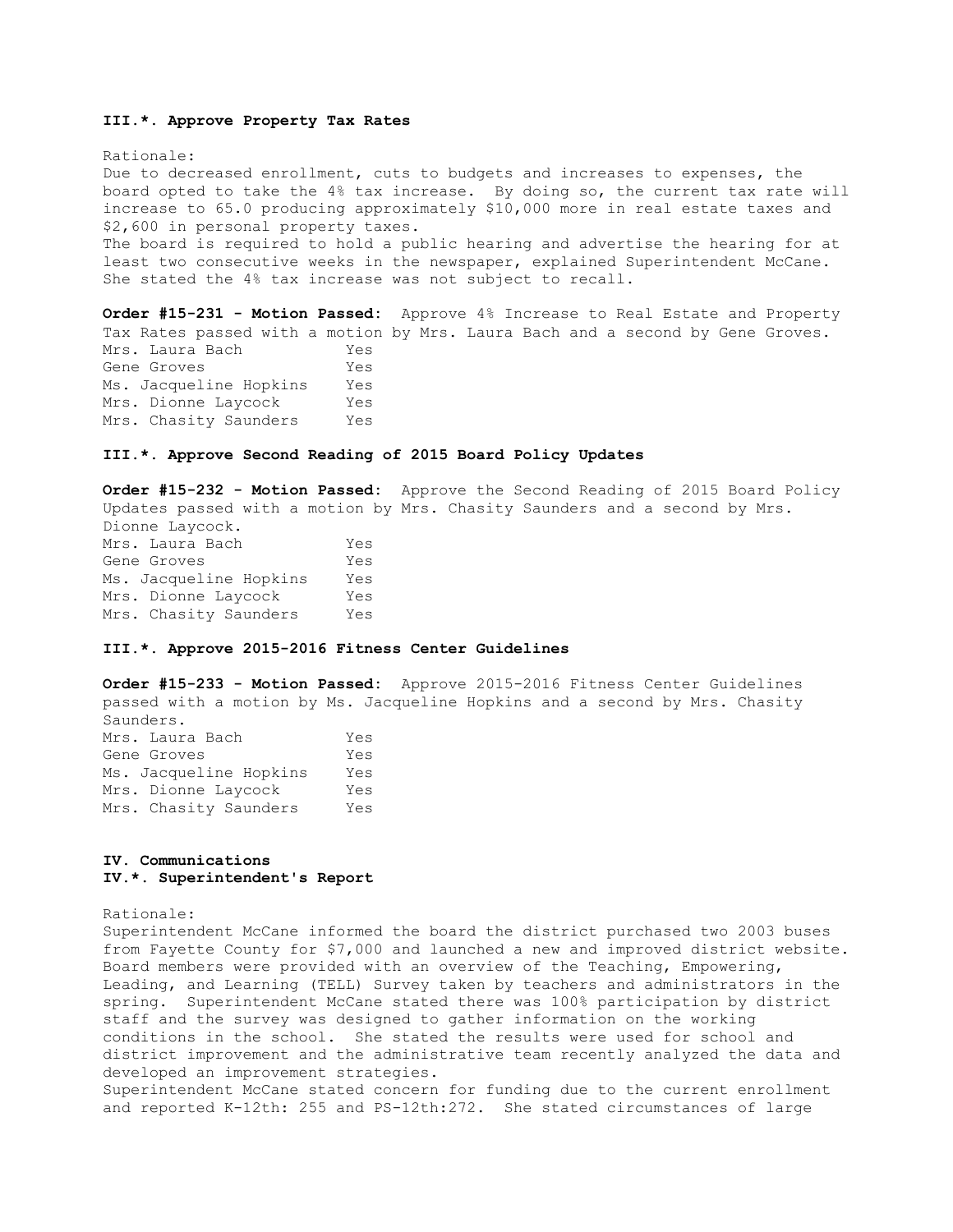**III.*. Approve Property Tax Rates**

Rationale:
Due to decreased enrollment, cuts to budgets and increases to expenses, the board opted to take the 4% tax increase. By doing so, the current tax rate will increase to 65.0 producing approximately $10,000 more in real estate taxes and $2,600 in personal property taxes.
The board is required to hold a public hearing and advertise the hearing for at least two consecutive weeks in the newspaper, explained Superintendent McCane. She stated the 4% tax increase was not subject to recall.

**Order #15-231 - Motion Passed:** Approve 4% Increase to Real Estate and Property Tax Rates passed with a motion by Mrs. Laura Bach and a second by Gene Groves.

| | |
|---|---|
| Mrs. Laura Bach | Yes |
| Gene Groves | Yes |
| Ms. Jacqueline Hopkins | Yes |
| Mrs. Dionne Laycock | Yes |
| Mrs. Chasity Saunders | Yes |

**III.*. Approve Second Reading of 2015 Board Policy Updates**

**Order #15-232 - Motion Passed:** Approve the Second Reading of 2015 Board Policy Updates passed with a motion by Mrs. Chasity Saunders and a second by Mrs. Dionne Laycock.

| | |
|---|---|
| Mrs. Laura Bach | Yes |
| Gene Groves | Yes |
| Ms. Jacqueline Hopkins | Yes |
| Mrs. Dionne Laycock | Yes |
| Mrs. Chasity Saunders | Yes |

**III.*. Approve 2015-2016 Fitness Center Guidelines**

**Order #15-233 - Motion Passed:** Approve 2015-2016 Fitness Center Guidelines passed with a motion by Ms. Jacqueline Hopkins and a second by Mrs. Chasity Saunders.

| | |
|---|---|
| Mrs. Laura Bach | Yes |
| Gene Groves | Yes |
| Ms. Jacqueline Hopkins | Yes |
| Mrs. Dionne Laycock | Yes |
| Mrs. Chasity Saunders | Yes |

**IV. Communications**
**IV.*. Superintendent's Report**

Rationale:
Superintendent McCane informed the board the district purchased two 2003 buses from Fayette County for $7,000 and launched a new and improved district website. Board members were provided with an overview of the Teaching, Empowering, Leading, and Learning (TELL) Survey taken by teachers and administrators in the spring. Superintendent McCane stated there was 100% participation by district staff and the survey was designed to gather information on the working conditions in the school. She stated the results were used for school and district improvement and the administrative team recently analyzed the data and developed an improvement strategies.
Superintendent McCane stated concern for funding due to the current enrollment and reported K-12th: 255 and PS-12th:272. She stated circumstances of large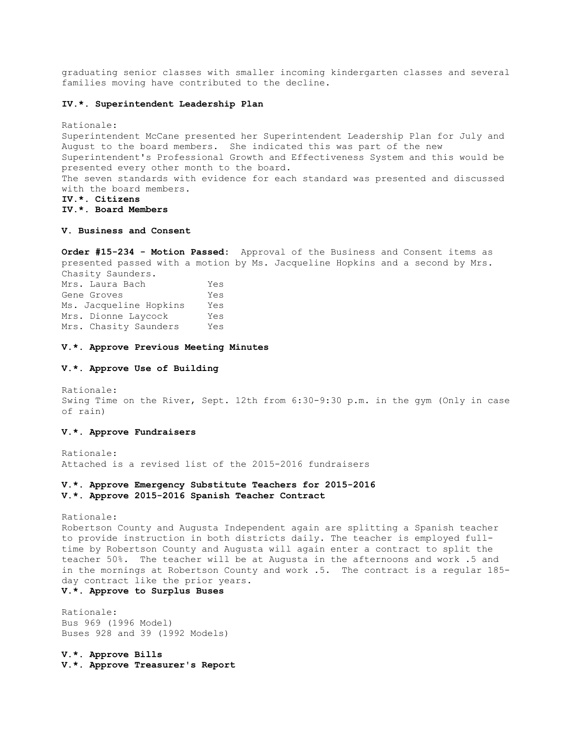graduating senior classes with smaller incoming kindergarten classes and several families moving have contributed to the decline.

**IV.*. Superintendent Leadership Plan**

Rationale:
Superintendent McCane presented her Superintendent Leadership Plan for July and August to the board members. She indicated this was part of the new Superintendent's Professional Growth and Effectiveness System and this would be presented every other month to the board.
The seven standards with evidence for each standard was presented and discussed with the board members.

**IV.*. Citizens**

**IV.*. Board Members**

**V. Business and Consent**

**Order #15-234 - Motion Passed:** Approval of the Business and Consent items as presented passed with a motion by Ms. Jacqueline Hopkins and a second by Mrs. Chasity Saunders.

| | |
|---|---|
| Mrs. Laura Bach | Yes |
| Gene Groves | Yes |
| Ms. Jacqueline Hopkins | Yes |
| Mrs. Dionne Laycock | Yes |
| Mrs. Chasity Saunders | Yes |

**V.*. Approve Previous Meeting Minutes**

**V.*. Approve Use of Building**

Rationale:
Swing Time on the River, Sept. 12th from 6:30-9:30 p.m. in the gym (Only in case of rain)

**V.*. Approve Fundraisers**

Rationale:
Attached is a revised list of the 2015-2016 fundraisers

**V.*. Approve Emergency Substitute Teachers for 2015-2016**

**V.*. Approve 2015-2016 Spanish Teacher Contract**

Rationale:
Robertson County and Augusta Independent again are splitting a Spanish teacher to provide instruction in both districts daily. The teacher is employed full-time by Robertson County and Augusta will again enter a contract to split the teacher 50%. The teacher will be at Augusta in the afternoons and work .5 and in the mornings at Robertson County and work .5. The contract is a regular 185-day contract like the prior years.

**V.*. Approve to Surplus Buses**

Rationale:
Bus 969 (1996 Model)
Buses 928 and 39 (1992 Models)

**V.*. Approve Bills**

**V.*. Approve Treasurer's Report**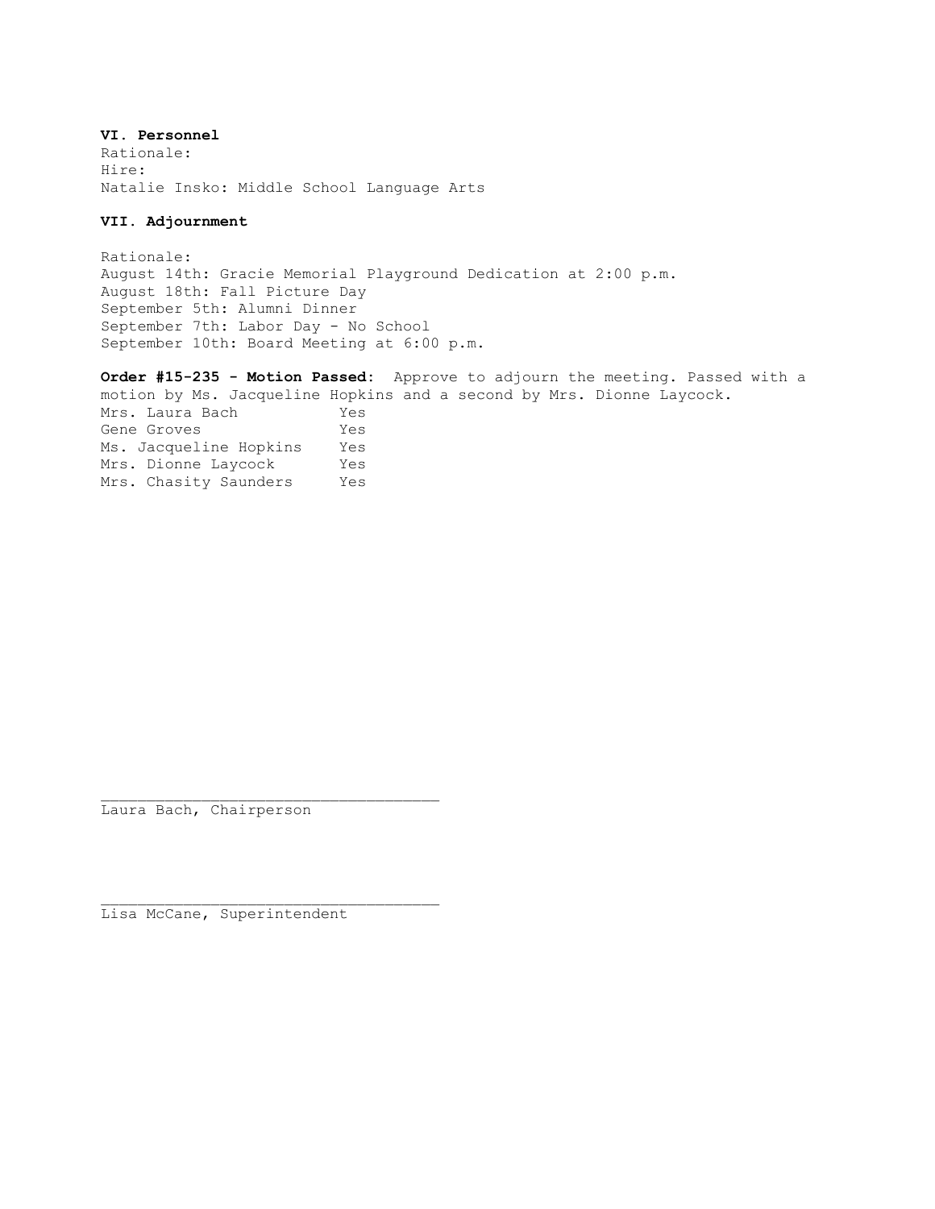**VI. Personnel**

Rationale:
Hire:
Natalie Insko: Middle School Language Arts

**VII. Adjournment**

Rationale:
August 14th: Gracie Memorial Playground Dedication at 2:00 p.m.
August 18th: Fall Picture Day
September 5th: Alumni Dinner
September 7th: Labor Day - No School
September 10th: Board Meeting at 6:00 p.m.

**Order #15-235 - Motion Passed:** Approve to adjourn the meeting. Passed with a motion by Ms. Jacqueline Hopkins and a second by Mrs. Dionne Laycock.

| | |
|---|---|
| Mrs. Laura Bach | Yes |
| Gene Groves | Yes |
| Ms. Jacqueline Hopkins | Yes |
| Mrs. Dionne Laycock | Yes |
| Mrs. Chasity Saunders | Yes |

______________________________________
Laura Bach, Chairperson

______________________________________
Lisa McCane, Superintendent